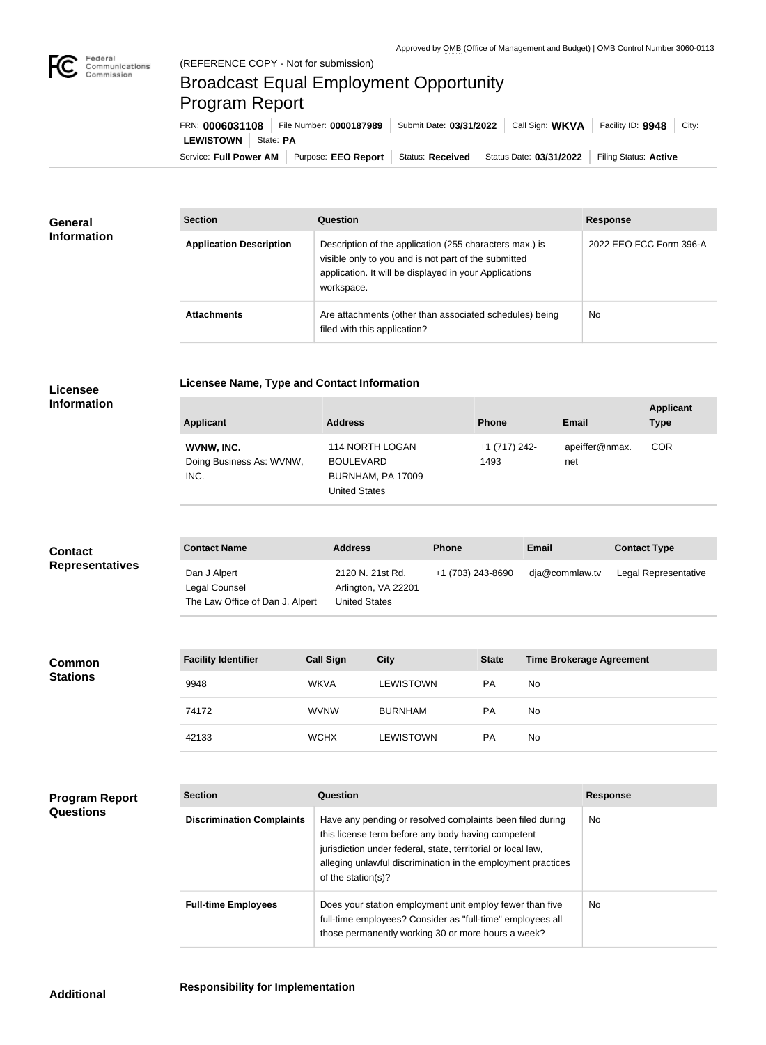Approved by OMB (Office of Management and Budget) | OMB Control Number 3060-0113

(REFERENCE COPY - Not for submission)

# Broadcast Equal Employment Opportunity Program Report

FRN: **0006031108** | File Number: **0000187989** | Submit Date: **03/31/2022** | Call Sign: **WKVA** | Facility ID: **9948** | City: **LEWISTOWN** | State: **PA**

Service: **Full Power AM** | Purpose: **EEO Report** | Status: **Received** | Status Date: **03/31/2022** | Filing Status: **Active**

## General Information

| Section | Question | Response |
| --- | --- | --- |
| **Application Description** | Description of the application (255 characters max.) is visible only to you and is not part of the submitted application. It will be displayed in your Applications workspace. | 2022 EEO FCC Form 396-A |
| **Attachments** | Are attachments (other than associated schedules) being filed with this application? | No |

## Licensee Information

### Licensee Name, Type and Contact Information

| Applicant | Address | Phone | Email | Applicant Type |
| --- | --- | --- | --- | --- |
| **WVNW, INC.** Doing Business As: WVNW, INC. | 114 NORTH LOGAN BOULEVARD BURNHAM, PA 17009 United States | +1 (717) 242-1493 | apeiffer@nmax.net | COR |

## Contact Representatives

| Contact Name | Address | Phone | Email | Contact Type |
| --- | --- | --- | --- | --- |
| Dan J Alpert Legal Counsel The Law Office of Dan J. Alpert | 2120 N. 21st Rd. Arlington, VA 22201 United States | +1 (703) 243-8690 | dja@commlaw.tv | Legal Representative |

## Common Stations

| Facility Identifier | Call Sign | City | State | Time Brokerage Agreement |
| --- | --- | --- | --- | --- |
| 9948 | WKVA | LEWISTOWN | PA | No |
| 74172 | WVNW | BURNHAM | PA | No |
| 42133 | WCHX | LEWISTOWN | PA | No |

## Program Report Questions

| Section | Question | Response |
| --- | --- | --- |
| **Discrimination Complaints** | Have any pending or resolved complaints been filed during this license term before any body having competent jurisdiction under federal, state, territorial or local law, alleging unlawful discrimination in the employment practices of the station(s)? | No |
| **Full-time Employees** | Does your station employment unit employ fewer than five full-time employees? Consider as "full-time" employees all those permanently working 30 or more hours a week? | No |

## Additional

### Responsibility for Implementation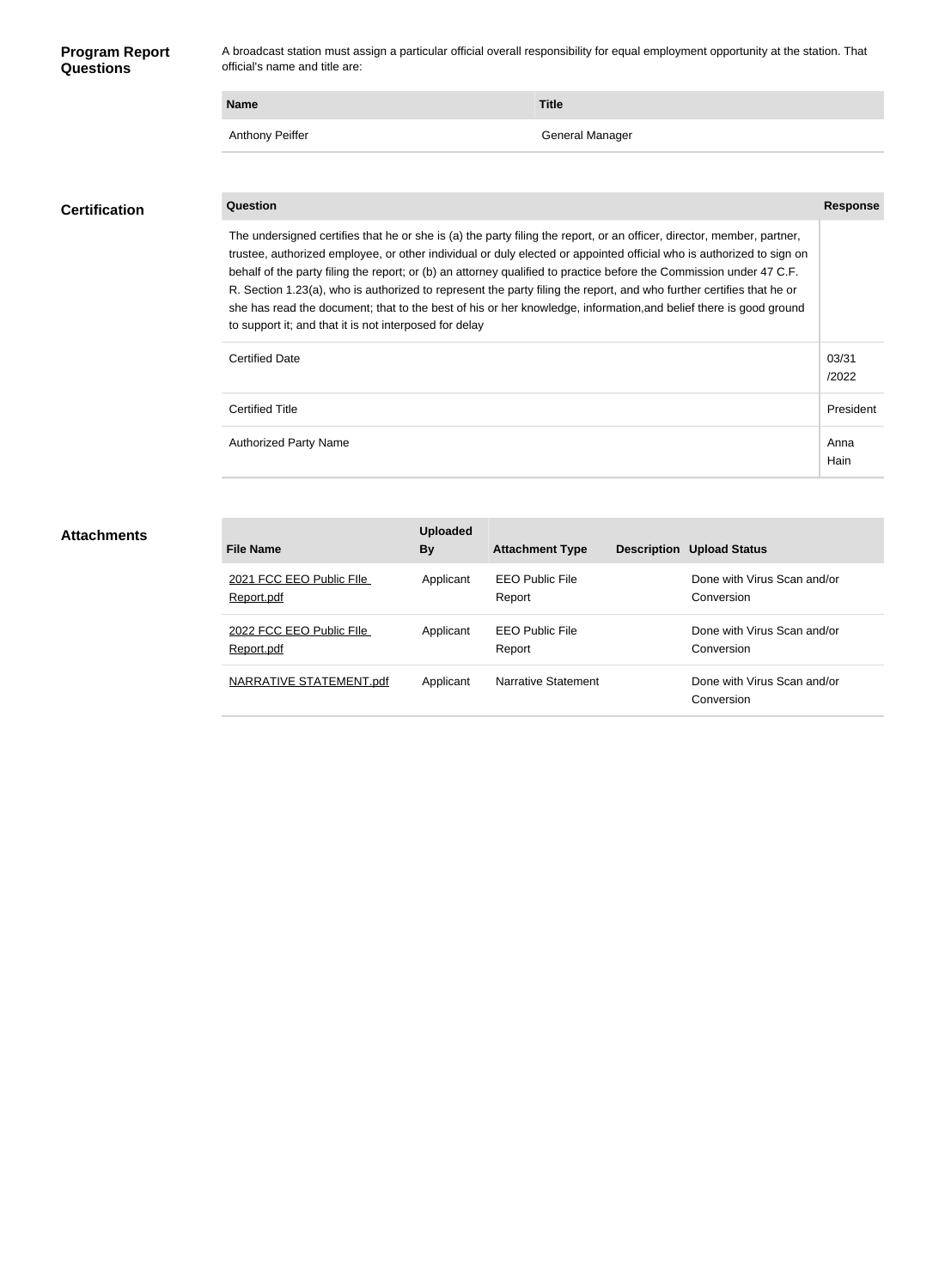**Program Report Questions**

A broadcast station must assign a particular official overall responsibility for equal employment opportunity at the station. That official's name and title are:

| Name | Title |
| --- | --- |
| Anthony Peiffer | General Manager |

**Certification**

| Question | Response |
| --- | --- |
| The undersigned certifies that he or she is (a) the party filing the report, or an officer, director, member, partner, trustee, authorized employee, or other individual or duly elected or appointed official who is authorized to sign on behalf of the party filing the report; or (b) an attorney qualified to practice before the Commission under 47 C.F. R. Section 1.23(a), who is authorized to represent the party filing the report, and who further certifies that he or she has read the document; that to the best of his or her knowledge, information,and belief there is good ground to support it; and that it is not interposed for delay | |
| Certified Date | 03/31/2022 |
| Certified Title | President |
| Authorized Party Name | Anna Hain |

**Attachments**

| File Name | Uploaded By | Attachment Type | Description | Upload Status |
| --- | --- | --- | --- | --- |
| 2021 FCC EEO Public FIle Report.pdf | Applicant | EEO Public File Report | | Done with Virus Scan and/or Conversion |
| 2022 FCC EEO Public FIle Report.pdf | Applicant | EEO Public File Report | | Done with Virus Scan and/or Conversion |
| NARRATIVE STATEMENT.pdf | Applicant | Narrative Statement | | Done with Virus Scan and/or Conversion |